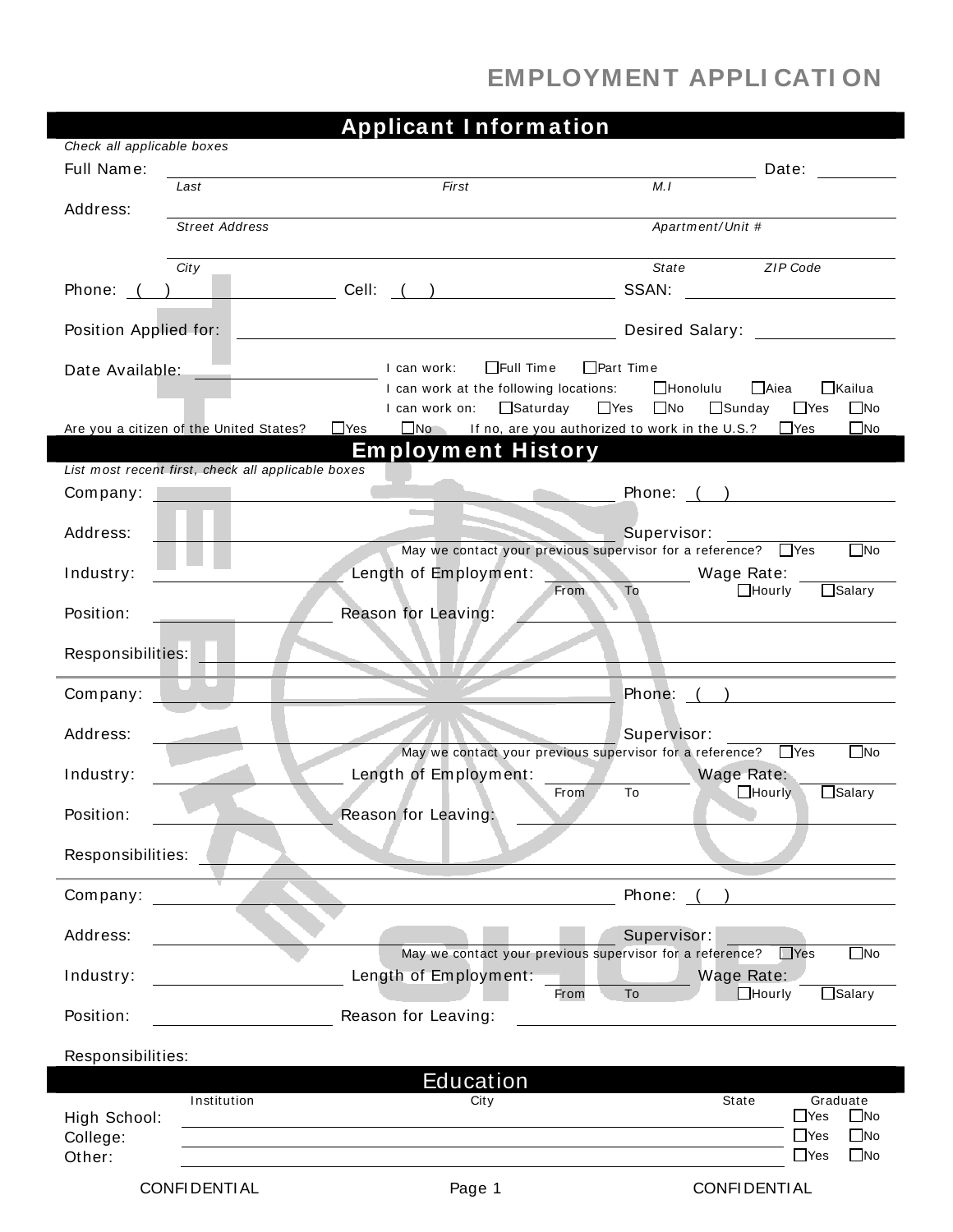# EMPLOYMENT APPLICATION

## Applicant Information

*Check all applicable boxes*

Full Name: ______________________________________________ Date: __________

*Last* *First* *M.I*

Address: ______________________________________________

*Street Address* *Apartment/Unit #*

______________________________________________

*City* *State* *ZIP Code*

Phone: ( ) __________ Cell: ( ) __________ SSAN: __________

Position Applied for: __________ Desired Salary: __________

Date Available: __________

I can work: ☐ Full Time ☐ Part Time

I can work at the following locations: ☐ Honolulu ☐ Aiea ☐ Kailua

I can work on: ☐ Saturday ☐ Yes ☐ No ☐ Sunday ☐ Yes ☐ No

Are you a citizen of the United States? ☐ Yes ☐ No If no, are you authorized to work in the U.S.? ☐ Yes ☐ No

## Employment History

*List most recent first, check all applicable boxes*

Company: __________ Phone: ( ) __________

Address: __________ Supervisor: __________

May we contact your previous supervisor for a reference? ☐ Yes ☐ No

Industry: __________ Length of Employment: From __________ To __________ Wage Rate: __________ ☐ Hourly ☐ Salary

Position: __________ Reason for Leaving: __________

Responsibilities: __________

---

Company: __________ Phone: ( ) __________

Address: __________ Supervisor: __________

May we contact your previous supervisor for a reference? ☐ Yes ☐ No

Industry: __________ Length of Employment: From __________ To __________ Wage Rate: __________ ☐ Hourly ☐ Salary

Position: __________ Reason for Leaving: __________

Responsibilities: __________

---

Company: __________ Phone: ( ) __________

Address: __________ Supervisor: __________

May we contact your previous supervisor for a reference? ☐ Yes ☐ No

Industry: __________ Length of Employment: From __________ To __________ Wage Rate: __________ ☐ Hourly ☐ Salary

Position: __________ Reason for Leaving: __________

Responsibilities:

## Education

| | Institution | City | State | Graduate |
|---|---|---|---|---|
| High School: | | | | ☐ Yes ☐ No |
| College: | | | | ☐ Yes ☐ No |
| Other: | | | | ☐ Yes ☐ No |

CONFIDENTIAL CONFIDENTIAL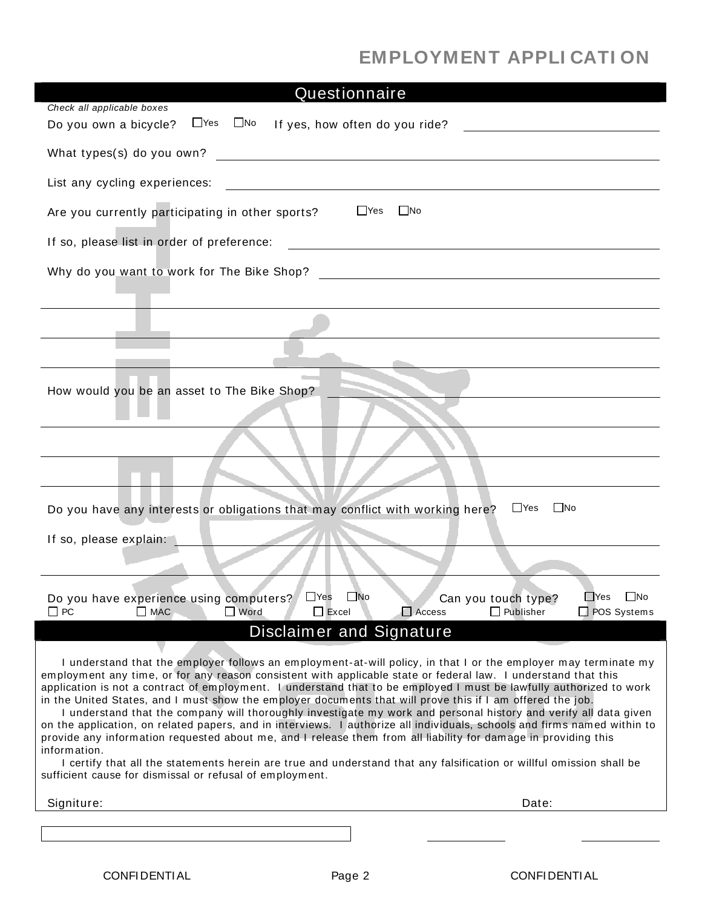# EMPLOYMENT APPLICATION

## Questionnaire

*Check all applicable boxes*

Do you own a bicycle? ☐Yes ☐No If yes, how often do you ride? ____________________

What types(s) do you own? ____________________

List any cycling experiences: ____________________

Are you currently participating in other sports? ☐Yes ☐No

If so, please list in order of preference: ____________________

Why do you want to work for The Bike Shop? ____________________

____________________

____________________

____________________

How would you be an asset to The Bike Shop? ____________________

____________________

____________________

____________________

Do you have any interests or obligations that may conflict with working here? ☐Yes ☐No

If so, please explain: ____________________

____________________

Do you have experience using computers? ☐Yes ☐No Can you touch type? ☐Yes ☐No

☐ PC ☐ MAC ☐ Word ☐ Excel ☐ Access ☐ Publisher ☐ POS Systems

## Disclaimer and Signature

I understand that the employer follows an employment-at-will policy, in that I or the employer may terminate my employment any time, or for any reason consistent with applicable state or federal law. I understand that this application is not a contract of employment. I understand that to be employed I must be lawfully authorized to work in the United States, and I must show the employer documents that will prove this if I am offered the job.

I understand that the company will thoroughly investigate my work and personal history and verify all data given on the application, on related papers, and in interviews. I authorize all individuals, schools and firms named within to provide any information requested about me, and I release them from all liability for damage in providing this information.

I certify that all the statements herein are true and understand that any falsification or willful omission shall be sufficient cause for dismissal or refusal of employment.

Signiture: ____________________ Date: ________ ________

CONFIDENTIAL CONFIDENTIAL